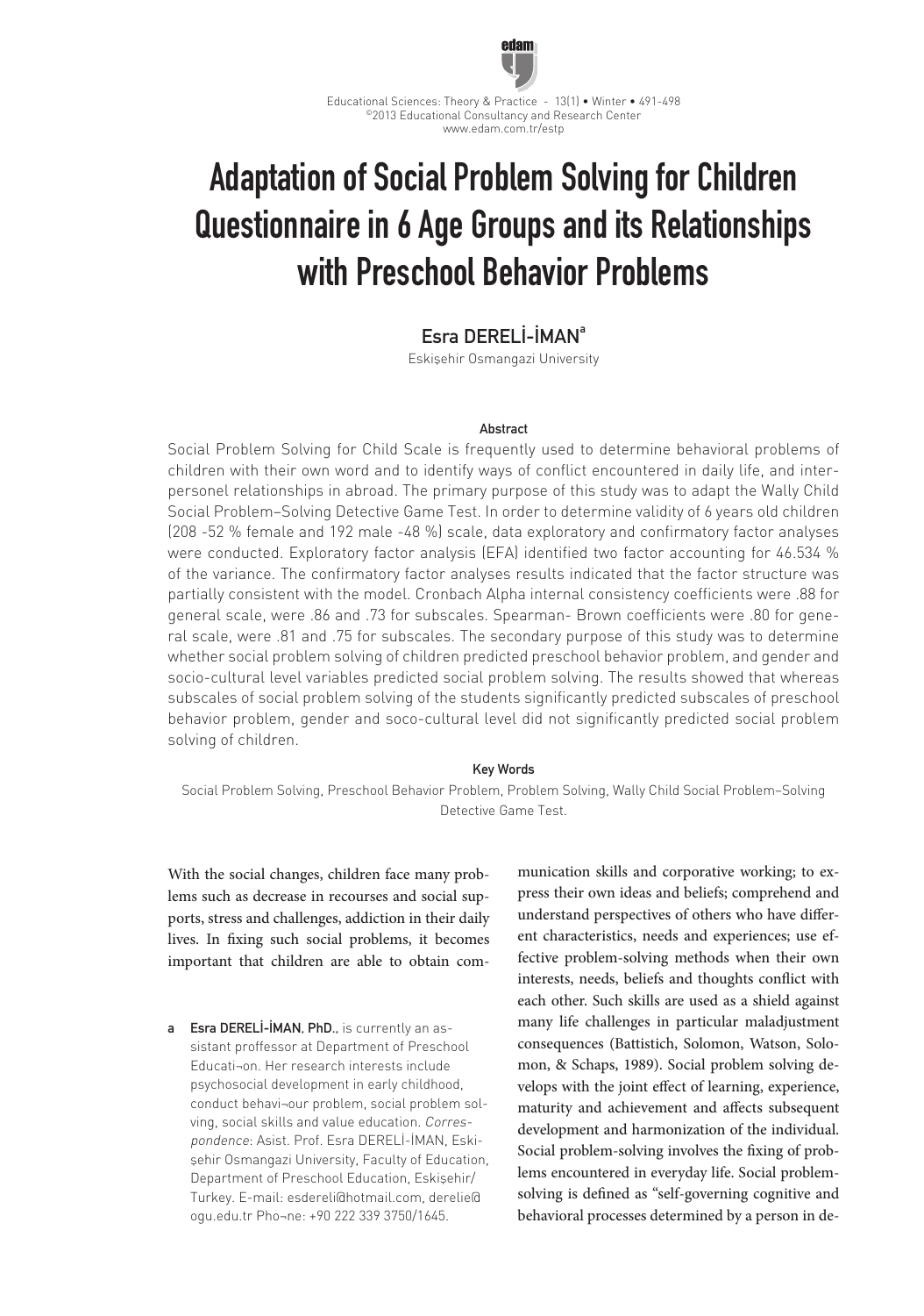# Adaptation of Social Problem Solving for Children Questionnaire in 6 Age Groups and its Relationships with Preschool Behavior Problems

**Esra DERELİ-İMAN**[a]

Eskişehir Osmangazi University

### Abstract

Social Problem Solving for Child Scale is frequently used to determine behavioral problems of children with their own word and to identify ways of conflict encountered in daily life, and interpersonel relationships in abroad. The primary purpose of this study was to adapt the Wally Child Social Problem–Solving Detective Game Test. In order to determine validity of 6 years old children (208 -52 % female and 192 male -48 %) scale, data exploratory and confirmatory factor analyses were conducted. Exploratory factor analysis (EFA) identified two factor accounting for 46.534 % of the variance. The confirmatory factor analyses results indicated that the factor structure was partially consistent with the model. Cronbach Alpha internal consistency coefficients were .88 for general scale, were .86 and .73 for subscales. Spearman- Brown coefficients were .80 for general scale, were .81 and .75 for subscales. The secondary purpose of this study was to determine whether social problem solving of children predicted preschool behavior problem, and gender and socio-cultural level variables predicted social problem solving. The results showed that whereas subscales of social problem solving of the students significantly predicted subscales of preschool behavior problem, gender and soco-cultural level did not significantly predicted social problem solving of children.

### Key Words

Social Problem Solving, Preschool Behavior Problem, Problem Solving, Wally Child Social Problem–Solving Detective Game Test.

With the social changes, children face many problems such as decrease in recourses and social supports, stress and challenges, addiction in their daily lives. In fixing such social problems, it becomes important that children are able to obtain communication skills and corporative working; to express their own ideas and beliefs; comprehend and understand perspectives of others who have different characteristics, needs and experiences; use effective problem-solving methods when their own interests, needs, beliefs and thoughts conflict with each other. Such skills are used as a shield against many life challenges in particular maladjustment consequences (Battistich, Solomon, Watson, Solomon, & Schaps, 1989). Social problem solving develops with the joint effect of learning, experience, maturity and achievement and affects subsequent development and harmonization of the individual. Social problem-solving involves the fixing of problems encountered in everyday life. Social problem-solving is defined as "self-governing cognitive and behavioral processes determined by a person in de-

a **Esra DERELİ-İMAN**, **PhD.**, is currently an assistant proffessor at Department of Preschool Educati¬on. Her research interests include psychosocial development in early childhood, conduct behavi¬our problem, social problem solving, social skills and value education. *Correspondence*: Asist. Prof. Esra DERELİ-İMAN, Eskişehir Osmangazi University, Faculty of Education, Department of Preschool Education, Eskişehir/ Turkey. E-mail: esdereli@hotmail.com, derelie@ogu.edu.tr Pho¬ne: +90 222 339 3750/1645.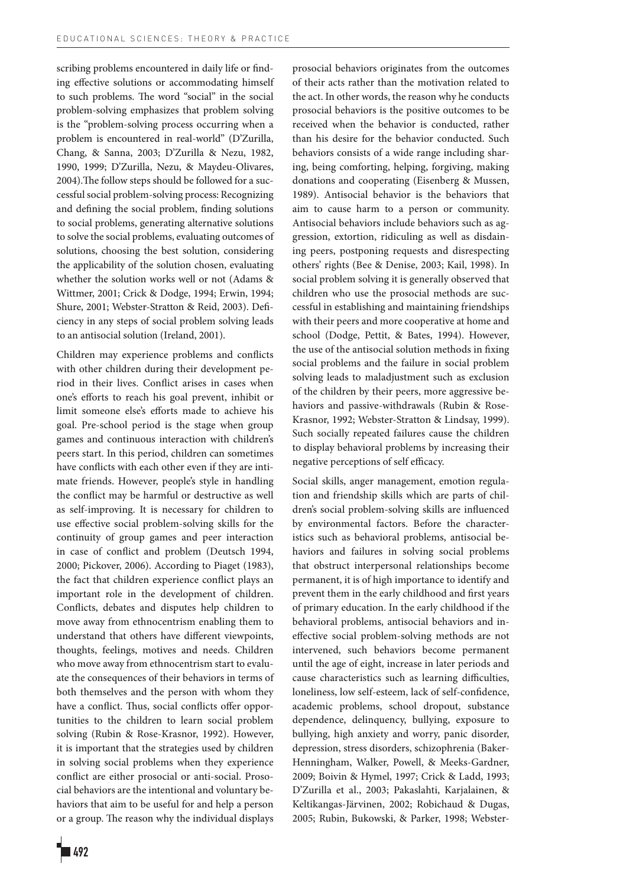scribing problems encountered in daily life or finding effective solutions or accommodating himself to such problems. The word "social" in the social problem-solving emphasizes that problem solving is the "problem-solving process occurring when a problem is encountered in real-world" (D'Zurilla, Chang, & Sanna, 2003; D'Zurilla & Nezu, 1982, 1990, 1999; D'Zurilla, Nezu, & Maydeu-Olivares, 2004).The follow steps should be followed for a successful social problem-solving process: Recognizing and defining the social problem, finding solutions to social problems, generating alternative solutions to solve the social problems, evaluating outcomes of solutions, choosing the best solution, considering the applicability of the solution chosen, evaluating whether the solution works well or not (Adams & Wittmer, 2001; Crick & Dodge, 1994; Erwin, 1994; Shure, 2001; Webster-Stratton & Reid, 2003). Deficiency in any steps of social problem solving leads to an antisocial solution (Ireland, 2001).

Children may experience problems and conflicts with other children during their development period in their lives. Conflict arises in cases when one's efforts to reach his goal prevent, inhibit or limit someone else's efforts made to achieve his goal. Pre-school period is the stage when group games and continuous interaction with children's peers start. In this period, children can sometimes have conflicts with each other even if they are intimate friends. However, people's style in handling the conflict may be harmful or destructive as well as self-improving. It is necessary for children to use effective social problem-solving skills for the continuity of group games and peer interaction in case of conflict and problem (Deutsch 1994, 2000; Pickover, 2006). According to Piaget (1983), the fact that children experience conflict plays an important role in the development of children. Conflicts, debates and disputes help children to move away from ethnocentrism enabling them to understand that others have different viewpoints, thoughts, feelings, motives and needs. Children who move away from ethnocentrism start to evaluate the consequences of their behaviors in terms of both themselves and the person with whom they have a conflict. Thus, social conflicts offer opportunities to the children to learn social problem solving (Rubin & Rose-Krasnor, 1992). However, it is important that the strategies used by children in solving social problems when they experience conflict are either prosocial or anti-social. Prosocial behaviors are the intentional and voluntary behaviors that aim to be useful for and help a person or a group. The reason why the individual displays prosocial behaviors originates from the outcomes of their acts rather than the motivation related to the act. In other words, the reason why he conducts prosocial behaviors is the positive outcomes to be received when the behavior is conducted, rather than his desire for the behavior conducted. Such behaviors consists of a wide range including sharing, being comforting, helping, forgiving, making donations and cooperating (Eisenberg & Mussen, 1989). Antisocial behavior is the behaviors that aim to cause harm to a person or community. Antisocial behaviors include behaviors such as aggression, extortion, ridiculing as well as disdaining peers, postponing requests and disrespecting others' rights (Bee & Denise, 2003; Kail, 1998). In social problem solving it is generally observed that children who use the prosocial methods are successful in establishing and maintaining friendships with their peers and more cooperative at home and school (Dodge, Pettit, & Bates, 1994). However, the use of the antisocial solution methods in fixing social problems and the failure in social problem solving leads to maladjustment such as exclusion of the children by their peers, more aggressive behaviors and passive-withdrawals (Rubin & Rose-Krasnor, 1992; Webster-Stratton & Lindsay, 1999). Such socially repeated failures cause the children to display behavioral problems by increasing their negative perceptions of self efficacy.

Social skills, anger management, emotion regulation and friendship skills which are parts of children's social problem-solving skills are influenced by environmental factors. Before the characteristics such as behavioral problems, antisocial behaviors and failures in solving social problems that obstruct interpersonal relationships become permanent, it is of high importance to identify and prevent them in the early childhood and first years of primary education. In the early childhood if the behavioral problems, antisocial behaviors and ineffective social problem-solving methods are not intervened, such behaviors become permanent until the age of eight, increase in later periods and cause characteristics such as learning difficulties, loneliness, low self-esteem, lack of self-confidence, academic problems, school dropout, substance dependence, delinquency, bullying, exposure to bullying, high anxiety and worry, panic disorder, depression, stress disorders, schizophrenia (Baker-Henningham, Walker, Powell, & Meeks-Gardner, 2009; Boivin & Hymel, 1997; Crick & Ladd, 1993; D'Zurilla et al., 2003; Pakaslahti, Karjalainen, & Keltikangas-Järvinen, 2002; Robichaud & Dugas, 2005; Rubin, Bukowski, & Parker, 1998; Webster-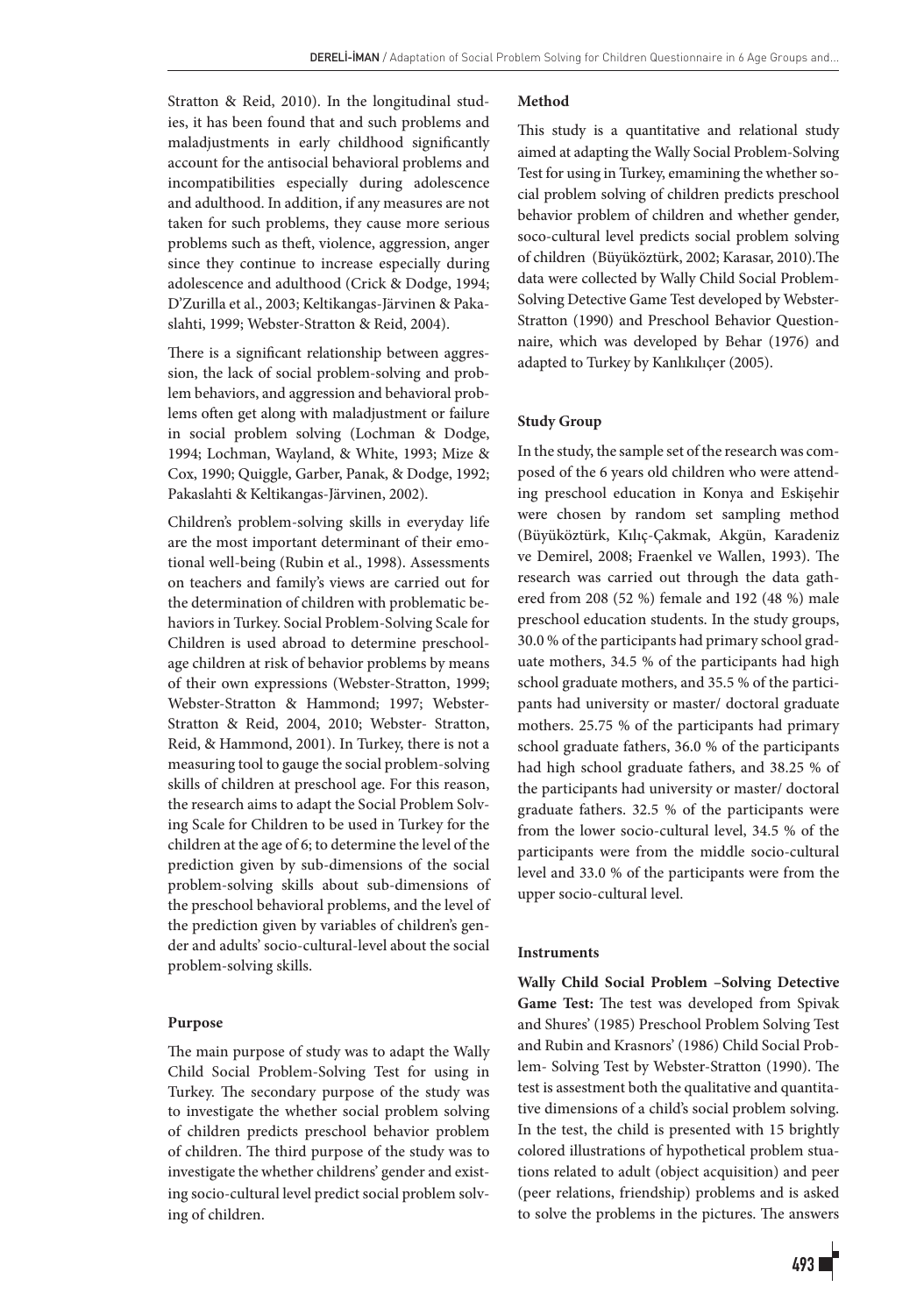Stratton & Reid, 2010). In the longitudinal studies, it has been found that and such problems and maladjustments in early childhood significantly account for the antisocial behavioral problems and incompatibilities especially during adolescence and adulthood. In addition, if any measures are not taken for such problems, they cause more serious problems such as theft, violence, aggression, anger since they continue to increase especially during adolescence and adulthood (Crick & Dodge, 1994; D'Zurilla et al., 2003; Keltikangas-Järvinen & Pakaslahti, 1999; Webster-Stratton & Reid, 2004).

There is a significant relationship between aggression, the lack of social problem-solving and problem behaviors, and aggression and behavioral problems often get along with maladjustment or failure in social problem solving (Lochman & Dodge, 1994; Lochman, Wayland, & White, 1993; Mize & Cox, 1990; Quiggle, Garber, Panak, & Dodge, 1992; Pakaslahti & Keltikangas-Järvinen, 2002).

Children's problem-solving skills in everyday life are the most important determinant of their emotional well-being (Rubin et al., 1998). Assessments on teachers and family's views are carried out for the determination of children with problematic behaviors in Turkey. Social Problem-Solving Scale for Children is used abroad to determine preschool-age children at risk of behavior problems by means of their own expressions (Webster-Stratton, 1999; Webster-Stratton & Hammond; 1997; Webster-Stratton & Reid, 2004, 2010; Webster- Stratton, Reid, & Hammond, 2001). In Turkey, there is not a measuring tool to gauge the social problem-solving skills of children at preschool age. For this reason, the research aims to adapt the Social Problem Solving Scale for Children to be used in Turkey for the children at the age of 6; to determine the level of the prediction given by sub-dimensions of the social problem-solving skills about sub-dimensions of the preschool behavioral problems, and the level of the prediction given by variables of children's gender and adults' socio-cultural-level about the social problem-solving skills.

### Purpose

The main purpose of study was to adapt the Wally Child Social Problem-Solving Test for using in Turkey. The secondary purpose of the study was to investigate the whether social problem solving of children predicts preschool behavior problem of children. The third purpose of the study was to investigate the whether childrens' gender and existing socio-cultural level predict social problem solving of children.

### Method

This study is a quantitative and relational study aimed at adapting the Wally Social Problem-Solving Test for using in Turkey, emamining the whether social problem solving of children predicts preschool behavior problem of children and whether gender, soco-cultural level predicts social problem solving of children (Büyüköztürk, 2002; Karasar, 2010).The data were collected by Wally Child Social Problem-Solving Detective Game Test developed by Webster-Stratton (1990) and Preschool Behavior Questionnaire, which was developed by Behar (1976) and adapted to Turkey by Kanlıkılıçer (2005).

### Study Group

In the study, the sample set of the research was composed of the 6 years old children who were attending preschool education in Konya and Eskişehir were chosen by random set sampling method (Büyüköztürk, Kılıç-Çakmak, Akgün, Karadeniz ve Demirel, 2008; Fraenkel ve Wallen, 1993). The research was carried out through the data gathered from 208 (52 %) female and 192 (48 %) male preschool education students. In the study groups, 30.0 % of the participants had primary school graduate mothers, 34.5 % of the participants had high school graduate mothers, and 35.5 % of the participants had university or master/ doctoral graduate mothers. 25.75 % of the participants had primary school graduate fathers, 36.0 % of the participants had high school graduate fathers, and 38.25 % of the participants had university or master/ doctoral graduate fathers. 32.5 % of the participants were from the lower socio-cultural level, 34.5 % of the participants were from the middle socio-cultural level and 33.0 % of the participants were from the upper socio-cultural level.

### Instruments

**Wally Child Social Problem –Solving Detective Game Test:** The test was developed from Spivak and Shures' (1985) Preschool Problem Solving Test and Rubin and Krasnors' (1986) Child Social Problem- Solving Test by Webster-Stratton (1990). The test is assessment both the qualitative and quantitative dimensions of a child's social problem solving. In the test, the child is presented with 15 brightly colored illustrations of hypothetical problem stuations related to adult (object acquisition) and peer (peer relations, friendship) problems and is asked to solve the problems in the pictures. The answers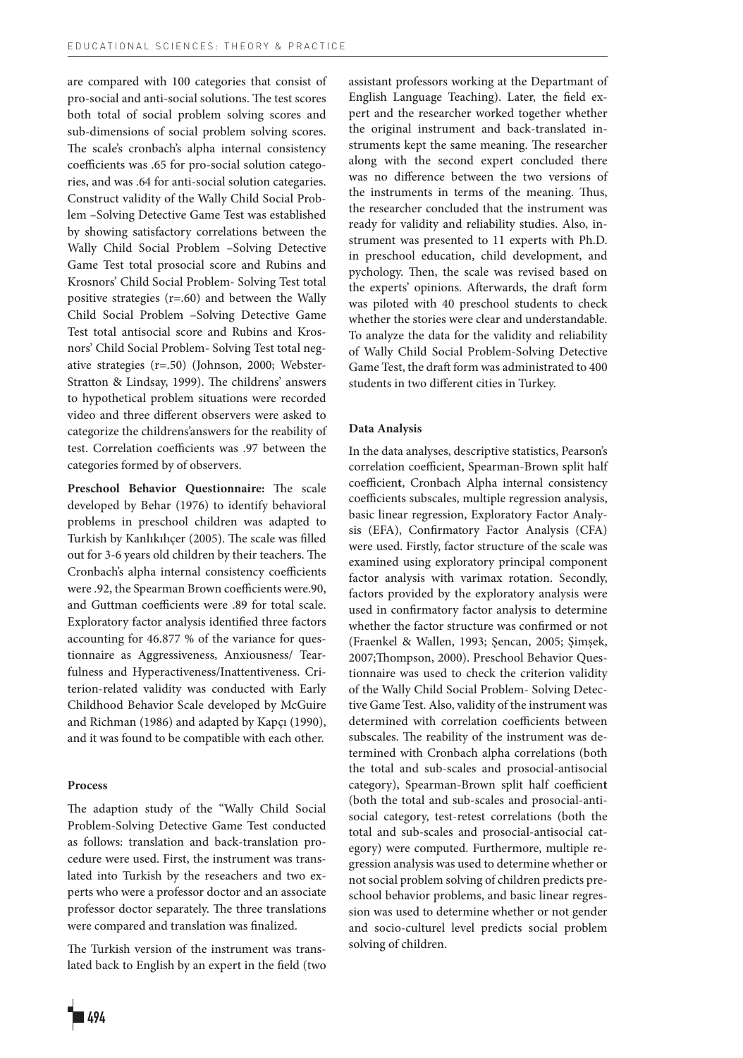are compared with 100 categories that consist of pro-social and anti-social solutions. The test scores both total of social problem solving scores and sub-dimensions of social problem solving scores. The scale's cronbach's alpha internal consistency coefficients was .65 for pro-social solution categories, and was .64 for anti-social solution categaries. Construct validity of the Wally Child Social Problem –Solving Detective Game Test was established by showing satisfactory correlations between the Wally Child Social Problem –Solving Detective Game Test total prosocial score and Rubins and Krosnors' Child Social Problem- Solving Test total positive strategies (r=.60) and between the Wally Child Social Problem –Solving Detective Game Test total antisocial score and Rubins and Krosnors' Child Social Problem- Solving Test total negative strategies (r=.50) (Johnson, 2000; Webster-Stratton & Lindsay, 1999). The childrens' answers to hypothetical problem situations were recorded video and three different observers were asked to categorize the childrens'answers for the reability of test. Correlation coefficients was .97 between the categories formed by of observers.

**Preschool Behavior Questionnaire:** The scale developed by Behar (1976) to identify behavioral problems in preschool children was adapted to Turkish by Kanlıkılıçer (2005). The scale was filled out for 3-6 years old children by their teachers. The Cronbach's alpha internal consistency coefficients were .92, the Spearman Brown coefficients were.90, and Guttman coefficients were .89 for total scale. Exploratory factor analysis identified three factors accounting for 46.877 % of the variance for questionnaire as Aggressiveness, Anxiousness/ Tearfulness and Hyperactiveness/Inattentiveness. Criterion-related validity was conducted with Early Childhood Behavior Scale developed by McGuire and Richman (1986) and adapted by Kapçı (1990), and it was found to be compatible with each other.

#### Process

The adaption study of the "Wally Child Social Problem-Solving Detective Game Test conducted as follows: translation and back-translation procedure were used. First, the instrument was translated into Turkish by the reseachers and two experts who were a professor doctor and an associate professor doctor separately. The three translations were compared and translation was finalized.

The Turkish version of the instrument was translated back to English by an expert in the field (two assistant professors working at the Departmant of English Language Teaching). Later, the field expert and the researcher worked together whether the original instrument and back-translated instruments kept the same meaning. The researcher along with the second expert concluded there was no difference between the two versions of the instruments in terms of the meaning. Thus, the researcher concluded that the instrument was ready for validity and reliability studies. Also, instrument was presented to 11 experts with Ph.D. in preschool education, child development, and pychology. Then, the scale was revised based on the experts' opinions. Afterwards, the draft form was piloted with 40 preschool students to check whether the stories were clear and understandable. To analyze the data for the validity and reliability of Wally Child Social Problem-Solving Detective Game Test, the draft form was administrated to 400 students in two different cities in Turkey.

#### Data Analysis

In the data analyses, descriptive statistics, Pearson's correlation coefficient, Spearman-Brown split half coefficient, Cronbach Alpha internal consistency coefficients subscales, multiple regression analysis, basic linear regression, Exploratory Factor Analysis (EFA), Confirmatory Factor Analysis (CFA) were used. Firstly, factor structure of the scale was examined using exploratory principal component factor analysis with varimax rotation. Secondly, factors provided by the exploratory analysis were used in confirmatory factor analysis to determine whether the factor structure was confirmed or not (Fraenkel & Wallen, 1993; Şencan, 2005; Şimşek, 2007;Thompson, 2000). Preschool Behavior Questionnaire was used to check the criterion validity of the Wally Child Social Problem- Solving Detective Game Test. Also, validity of the instrument was determined with correlation coefficients between subscales. The reability of the instrument was determined with Cronbach alpha correlations (both the total and sub-scales and prosocial-antisocial category), Spearman-Brown split half coefficient (both the total and sub-scales and prosocial-antisocial category, test-retest correlations (both the total and sub-scales and prosocial-antisocial category) were computed. Furthermore, multiple regression analysis was used to determine whether or not social problem solving of children predicts preschool behavior problems, and basic linear regression was used to determine whether or not gender and socio-culturel level predicts social problem solving of children.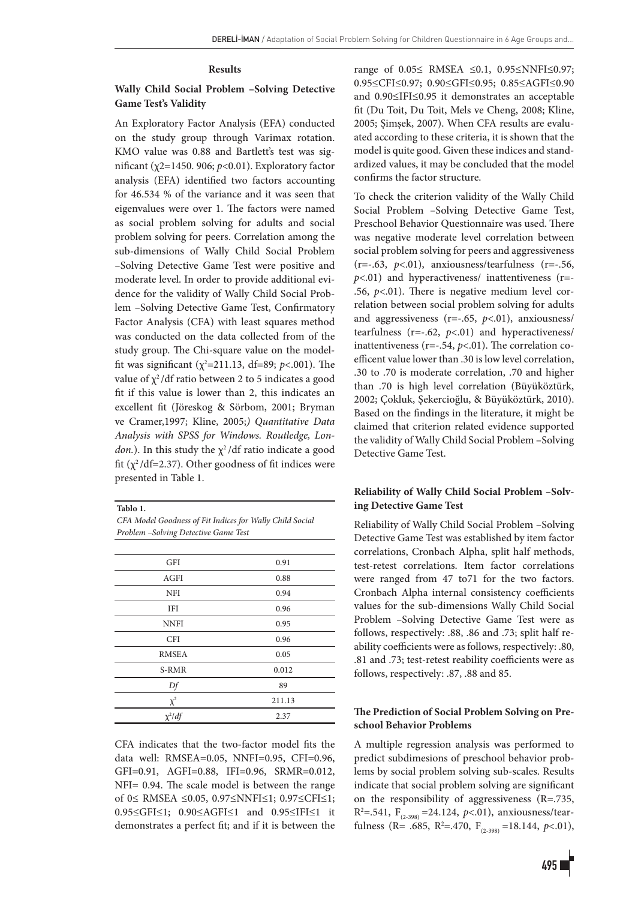## Results

### Wally Child Social Problem –Solving Detective Game Test's Validity

An Exploratory Factor Analysis (EFA) conducted on the study group through Varimax rotation. KMO value was 0.88 and Bartlett's test was significant (χ2=1450. 906; $p<0.01$). Exploratory factor analysis (EFA) identified two factors accounting for 46.534 % of the variance and it was seen that eigenvalues were over 1. The factors were named as social problem solving for adults and social problem solving for peers. Correlation among the sub-dimensions of Wally Child Social Problem –Solving Detective Game Test were positive and moderate level. In order to provide additional evidence for the validity of Wally Child Social Problem –Solving Detective Game Test, Confirmatory Factor Analysis (CFA) with least squares method was conducted on the data collected from of the study group. The Chi-square value on the model-fit was significant ($\chi^2$=211.13, df=89; $p<.001$). The value of $\chi^2$/df ratio between 2 to 5 indicates a good fit if this value is lower than 2, this indicates an excellent fit (Jöreskog & Sörbom, 2001; Bryman ve Cramer,1997; Kline, 2005;*) Quantitative Data Analysis with SPSS for Windows. Routledge, London.*). In this study the $\chi^2$/df ratio indicate a good fit ($\chi^2$/df=2.37). Other goodness of fit indices were presented in Table 1.

**Tablo 1.**
*CFA Model Goodness of Fit Indices for Wally Child Social Problem –Solving Detective Game Test*

| | |
|---|---|
| GFI | 0.91 |
| AGFI | 0.88 |
| NFI | 0.94 |
| IFI | 0.96 |
| NNFI | 0.95 |
| CFI | 0.96 |
| RMSEA | 0.05 |
| S-RMR | 0.012 |
| *Df* | 89 |
| $\chi^2$ | 211.13 |
| $\chi^2/df$ | 2.37 |

CFA indicates that the two-factor model fits the data well: RMSEA=0.05, NNFI=0.95, CFI=0.96, GFI=0.91, AGFI=0.88, IFI=0.96, SRMR=0.012, NFI= 0.94. The scale model is between the range of 0≤ RMSEA ≤0.05, 0.97≤NNFI≤1; 0.97≤CFI≤1; 0.95≤GFI≤1; 0.90≤AGFI≤1 and 0.95≤IFI≤1 it demonstrates a perfect fit; and if it is between the range of 0.05≤ RMSEA ≤0.1, 0.95≤NNFI≤0.97; 0.95≤CFI≤0.97; 0.90≤GFI≤0.95; 0.85≤AGFI≤0.90 and 0.90≤IFI≤0.95 it demonstrates an acceptable fit (Du Toit, Du Toit, Mels ve Cheng, 2008; Kline, 2005; Şimşek, 2007). When CFA results are evaluated according to these criteria, it is shown that the model is quite good. Given these indices and standardized values, it may be concluded that the model confirms the factor structure.

To check the criterion validity of the Wally Child Social Problem –Solving Detective Game Test, Preschool Behavior Questionnaire was used. There was negative moderate level correlation between social problem solving for peers and aggressiveness (r=-.63, $p<.01$), anxiousness/tearfulness (r=-.56, $p<.01$) and hyperactiveness/ inattentiveness (r=-.56, $p<.01$). There is negative medium level correlation between social problem solving for adults and aggressiveness (r=-.65, $p<.01$), anxiousness/ tearfulness (r=-.62, $p<.01$) and hyperactiveness/ inattentiveness (r=-.54, $p<.01$). The correlation coefficent value lower than .30 is low level correlation, .30 to .70 is moderate correlation, .70 and higher than .70 is high level correlation (Büyüköztürk, 2002; Çokluk, Şekercioğlu, & Büyüköztürk, 2010). Based on the findings in the literature, it might be claimed that criterion related evidence supported the validity of Wally Child Social Problem –Solving Detective Game Test.

### Reliability of Wally Child Social Problem –Solving Detective Game Test

Reliability of Wally Child Social Problem –Solving Detective Game Test was established by item factor correlations, Cronbach Alpha, split half methods, test-retest correlations. Item factor correlations were ranged from 47 to71 for the two factors. Cronbach Alpha internal consistency coefficients values for the sub-dimensions Wally Child Social Problem –Solving Detective Game Test were as follows, respectively: .88, .86 and .73; split half reability coefficients were as follows, respectively: .80, .81 and .73; test-retest reability coefficients were as follows, respectively: .87, .88 and 85.

### The Prediction of Social Problem Solving on Preschool Behavior Problems

A multiple regression analysis was performed to predict subdimesions of preschool behavior problems by social problem solving sub-scales. Results indicate that social problem solving are significant on the responsibility of aggressiveness (R=.735, $R^2$=.541, $F_{(2\text{-}398)}$ =24.124, $p<.01$), anxiousness/tearfulness (R= .685, $R^2$=.470, $F_{(2\text{-}398)}$ =18.144, $p<.01$),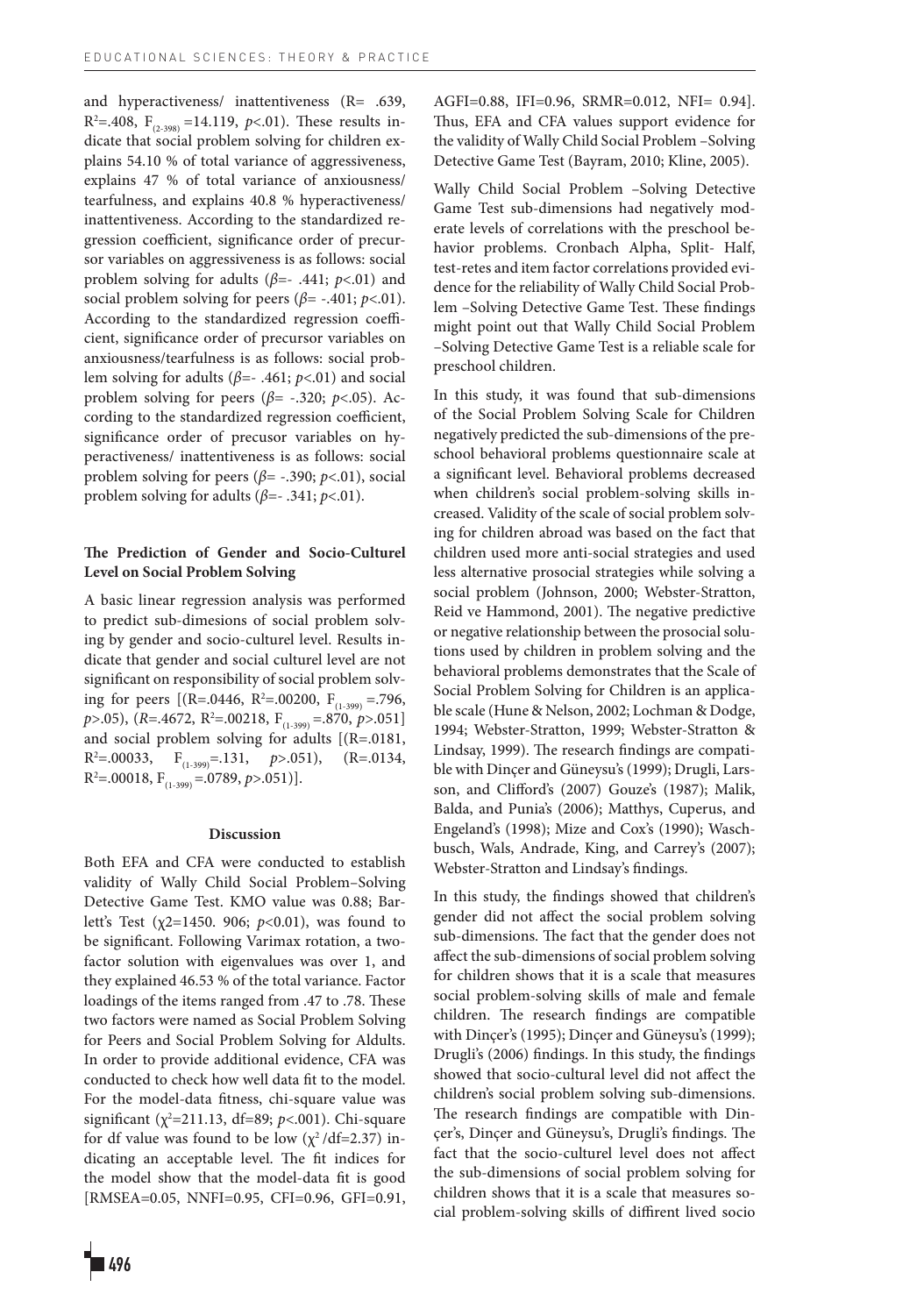and hyperactiveness/ inattentiveness ($R= .639$, $R^2=.408$, $F_{(2\text{-}398)}=14.119$, $p<.01$). These results indicate that social problem solving for children explains 54.10 % of total variance of aggressiveness, explains 47 % of total variance of anxiousness/ tearfulness, and explains 40.8 % hyperactiveness/ inattentiveness. According to the standardized regression coefficient, significance order of precursor variables on aggressiveness is as follows: social problem solving for adults ($\beta=-.441$; $p<.01$) and social problem solving for peers ($\beta=-.401$; $p<.01$). According to the standardized regression coefficient, significance order of precursor variables on anxiousness/tearfulness is as follows: social problem solving for adults ($\beta=-.461$; $p<.01$) and social problem solving for peers ($\beta=-.320$; $p<.05$). According to the standardized regression coefficient, significance order of precusor variables on hyperactiveness/ inattentiveness is as follows: social problem solving for peers ($\beta=-.390$; $p<.01$), social problem solving for adults ($\beta=-.341$; $p<.01$).

### The Prediction of Gender and Socio-Culturel Level on Social Problem Solving

A basic linear regression analysis was performed to predict sub-dimesions of social problem solving by gender and socio-culturel level. Results indicate that gender and social culturel level are not significant on responsibility of social problem solving for peers [($R=.0446$, $R^2=.00200$, $F_{(1\text{-}399)}=.796$, $p>.05$), ($R=.4672$, $R^2=.00218$, $F_{(1\text{-}399)}=.870$, $p>.051$] and social problem solving for adults [($R=.0181$, $R^2=.00033$, $F_{(1\text{-}399)}=.131$, $p>.051$), ($R=.0134$, $R^2=.00018$, $F_{(1\text{-}399)}=.0789$, $p>.051$)].

## Discussion

Both EFA and CFA were conducted to establish validity of Wally Child Social Problem–Solving Detective Game Test. KMO value was 0.88; Barlett's Test ($\chi2=1450.906$; $p<0.01$), was found to be significant. Following Varimax rotation, a two-factor solution with eigenvalues was over 1, and they explained 46.53 % of the total variance. Factor loadings of the items ranged from .47 to .78. These two factors were named as Social Problem Solving for Peers and Social Problem Solving for Aldults. In order to provide additional evidence, CFA was conducted to check how well data fit to the model. For the model-data fitness, chi-square value was significant ($\chi^2=211.13$, df=89; $p<.001$). Chi-square for df value was found to be low ($\chi^2$/df=2.37) indicating an acceptable level. The fit indices for the model show that the model-data fit is good [RMSEA=0.05, NNFI=0.95, CFI=0.96, GFI=0.91, AGFI=0.88, IFI=0.96, SRMR=0.012, NFI= 0.94]. Thus, EFA and CFA values support evidence for the validity of Wally Child Social Problem –Solving Detective Game Test (Bayram, 2010; Kline, 2005).

Wally Child Social Problem –Solving Detective Game Test sub-dimensions had negatively moderate levels of correlations with the preschool behavior problems. Cronbach Alpha, Split- Half, test-retes and item factor correlations provided evidence for the reliability of Wally Child Social Problem –Solving Detective Game Test. These findings might point out that Wally Child Social Problem –Solving Detective Game Test is a reliable scale for preschool children.

In this study, it was found that sub-dimensions of the Social Problem Solving Scale for Children negatively predicted the sub-dimensions of the preschool behavioral problems questionnaire scale at a significant level. Behavioral problems decreased when children's social problem-solving skills increased. Validity of the scale of social problem solving for children abroad was based on the fact that children used more anti-social strategies and used less alternative prosocial strategies while solving a social problem (Johnson, 2000; Webster-Stratton, Reid ve Hammond, 2001). The negative predictive or negative relationship between the prosocial solutions used by children in problem solving and the behavioral problems demonstrates that the Scale of Social Problem Solving for Children is an applicable scale (Hune & Nelson, 2002; Lochman & Dodge, 1994; Webster-Stratton, 1999; Webster-Stratton & Lindsay, 1999). The research findings are compatible with Dinçer and Güneysu's (1999); Drugli, Larsson, and Clifford's (2007) Gouze's (1987); Malik, Balda, and Punia's (2006); Matthys, Cuperus, and Engeland's (1998); Mize and Cox's (1990); Waschbusch, Wals, Andrade, King, and Carrey's (2007); Webster-Stratton and Lindsay's findings.

In this study, the findings showed that children's gender did not affect the social problem solving sub-dimensions. The fact that the gender does not affect the sub-dimensions of social problem solving for children shows that it is a scale that measures social problem-solving skills of male and female children. The research findings are compatible with Dinçer's (1995); Dinçer and Güneysu's (1999); Drugli's (2006) findings. In this study, the findings showed that socio-cultural level did not affect the children's social problem solving sub-dimensions. The research findings are compatible with Dinçer's, Dinçer and Güneysu's, Drugli's findings. The fact that the socio-culturel level does not affect the sub-dimensions of social problem solving for children shows that it is a scale that measures social problem-solving skills of diffirent lived socio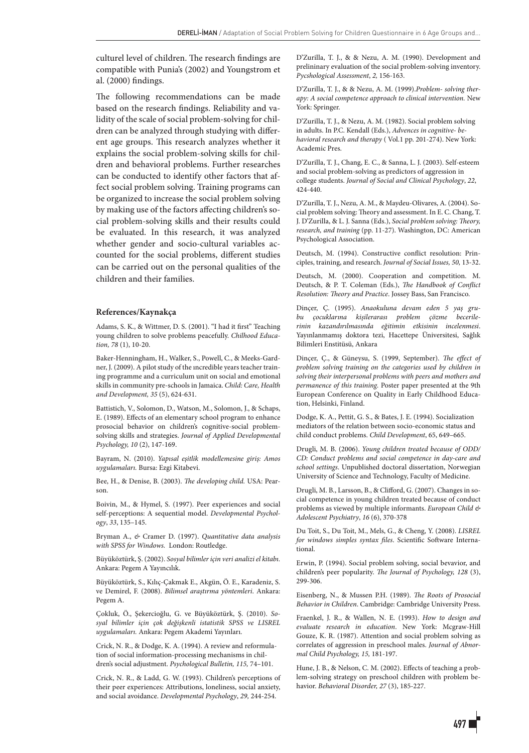culturel level of children. The research findings are compatible with Punia's (2002) and Youngstrom et al. (2000) findings.

The following recommendations can be made based on the research findings. Reliability and validity of the scale of social problem-solving for children can be analyzed through studying with different age groups. This research analyzes whether it explains the social problem-solving skills for children and behavioral problems. Further researches can be conducted to identify other factors that affect social problem solving. Training programs can be organized to increase the social problem solving by making use of the factors affecting children's social problem-solving skills and their results could be evaluated. In this research, it was analyzed whether gender and socio-cultural variables accounted for the social problems, different studies can be carried out on the personal qualities of the children and their families.

## References/Kaynakça

Adams, S. K., & Wittmer, D. S. (2001). "I had it first" Teaching young children to solve problems peacefully. *Chilhood Education, 78* (1), 10-20.

Baker-Henningham, H., Walker, S., Powell, C., & Meeks-Gardner, J. (2009). A pilot study of the ıncredible years teacher training programme and a curriculum unit on social and emotional skills in community pre-schools in Jamaica. *Child: Care, Health and Development, 35* (5), 624-631.

Battistich, V., Solomon, D., Watson, M., Solomon, J., & Schaps, E. (1989). Effects of an elementary school program to enhance prosocial behavior on children's cognitive-social problem-solving skills and strategies. *Journal of Applied Developmental Psychology, 10* (2), 147-169.

Bayram, N. (2010). *Yapısal eşitlik modellemesine giriş: Amos uygulamaları.* Bursa: Ezgi Kitabevi.

Bee, H., & Denise, B. (2003). *The developing child.* USA: Pearson.

Boivin, M., & Hymel, S. (1997). Peer experiences and social self-perceptions: A sequential model. *Developmental Psychology*, *33*, 135–145.

Bryman A., & Cramer D. (1997). *Quantitative data analysis with SPSS for Windows.* London: Routledge.

Büyüköztürk, Ş. (2002). *Sosyal bilimler için veri analizi el kitabı*. Ankara: Pegem A Yayıncılık.

Büyüköztürk, S., Kılıç-Çakmak E., Akgün, Ö. E., Karadeniz, S. ve Demirel, F. (2008). *Bilimsel araştırma yöntemleri*. Ankara: Pegem A.

Çokluk, Ö., Şekercioğlu, G. ve Büyüköztürk, Ş. (2010). *Sosyal bilimler için çok değişkenli istatistik SPSS ve LISREL uygulamaları.* Ankara: Pegem Akademi Yayınları.

Crick, N. R., & Dodge, K. A. (1994). A review and reformulation of social information-processing mechanisms in children's social adjustment. *Psychological Bulletin, 115,* 74–101.

Crick, N. R., & Ladd, G. W. (1993). Children's perceptions of their peer experiences: Attributions, loneliness, social anxiety, and social avoidance. *Developmental Psychology*, *29,* 244-254.

D'Zurilla, T. J., & & Nezu, A. M. (1990). Development and prelininary evaluation of the social problem-solving inventory. *Pycshological Assessment*, *2,* 156-163.

D'Zurilla, T. J., & & Nezu, A. M. (1999).*Problem- solving therapy: A social competence approach to clinical intervention.* New York: Springer.

D'Zurilla, T. J., & Nezu, A. M. (1982). Social problem solving in adults. In P.C. Kendall (Eds.), *Advences in cognitive- behavioral research and therapy* ( Vol.1 pp. 201-274). New York: Academic Pres.

D'Zurilla, T. J., Chang, E. C., & Sanna, L. J. (2003). Self-esteem and social problem-solving as predictors of aggression in college students. *Journal of Social and Clinical Psychology*, *22*, 424-440.

D'Zurilla, T. J., Nezu, A. M., & Maydeu-Olivares, A. (2004). Social problem solving: Theory and assessment. In E. C. Chang, T. J. D'Zurilla, & L. J. Sanna (Eds.), *Social problem solving: Theory, research, and training* (pp. 11-27). Washington, DC: American Psychological Association.

Deutsch, M. (1994). Constructive conflict resolution: Principles, training, and research. *Journal of Social Issues, 50,* 13-32.

Deutsch, M. (2000). Cooperation and competition. M. Deutsch, & P. T. Coleman (Eds.), *The Handbook of Conflict Resolution: Theory and Practice*. Jossey Bass, San Francisco.

Dinçer, Ç. (1995). *Anaokuluna devam eden 5 yaş grubu çocuklarına kişilerarası problem çözme becerilerinin kazandırılmasında eğitimin etkisinin incelenmesi*. Yayınlanmamış doktora tezi, Hacettepe Üniversitesi, Sağlık Bilimleri Enstitüsü, Ankara

Dinçer, Ç., & Güneysu, S. (1999, September). *The effect of problem solving training on the categories used by children in solving their interpersonal problems with peers and mothers and permanence of this training.* Poster paper presented at the 9th European Conference on Quality in Early Childhood Education, Helsinki, Finland.

Dodge, K. A., Pettit, G. S., & Bates, J. E. (1994). Socialization mediators of the relation between socio-economic status and child conduct problems. *Child Development*, 65, 649–665.

Drugli, M. B. (2006). *Young children treated because of ODD/CD: Conduct problems and social competence in day-care and school settings.* Unpublished doctoral dissertation, Norwegian University of Science and Technology, Faculty of Medicine.

Drugli, M. B., Larsson, B., & Clifford, G. (2007). Changes in social competence in young children treated because of conduct problems as viewed by multiple informants. *European Child & Adolescent Psychiatry*, *16* (6), 370-378

Du Toit, S., Du Toit, M., Mels, G., & Cheng, Y. (2008). *LISREL for windows simples syntax files*. Scientific Software International.

Erwin, P. (1994). Social problem solving, social bevavior, and children's peer popularity. *The Journal of Psychology, 128* (3), 299-306.

Eisenberg, N., & Mussen P.H. (1989). *The Roots of Prosocial Behavior in Children*. Cambridge: Cambridge University Press.

Fraenkel, J. R., & Wallen, N. E. (1993). *How to design and evaluate research in education*. New York: Mcgraw-Hill Gouze, K. R. (1987). Attention and social problem solving as correlates of aggression in preschool males. *Journal of Abnormal Child Psychology, 15,* 181-197.

Hune, J. B., & Nelson, C. M. (2002). Effects of teaching a problem-solving strategy on preschool children with problem behavior. *Behavioral Disorder, 27* (3), 185-227.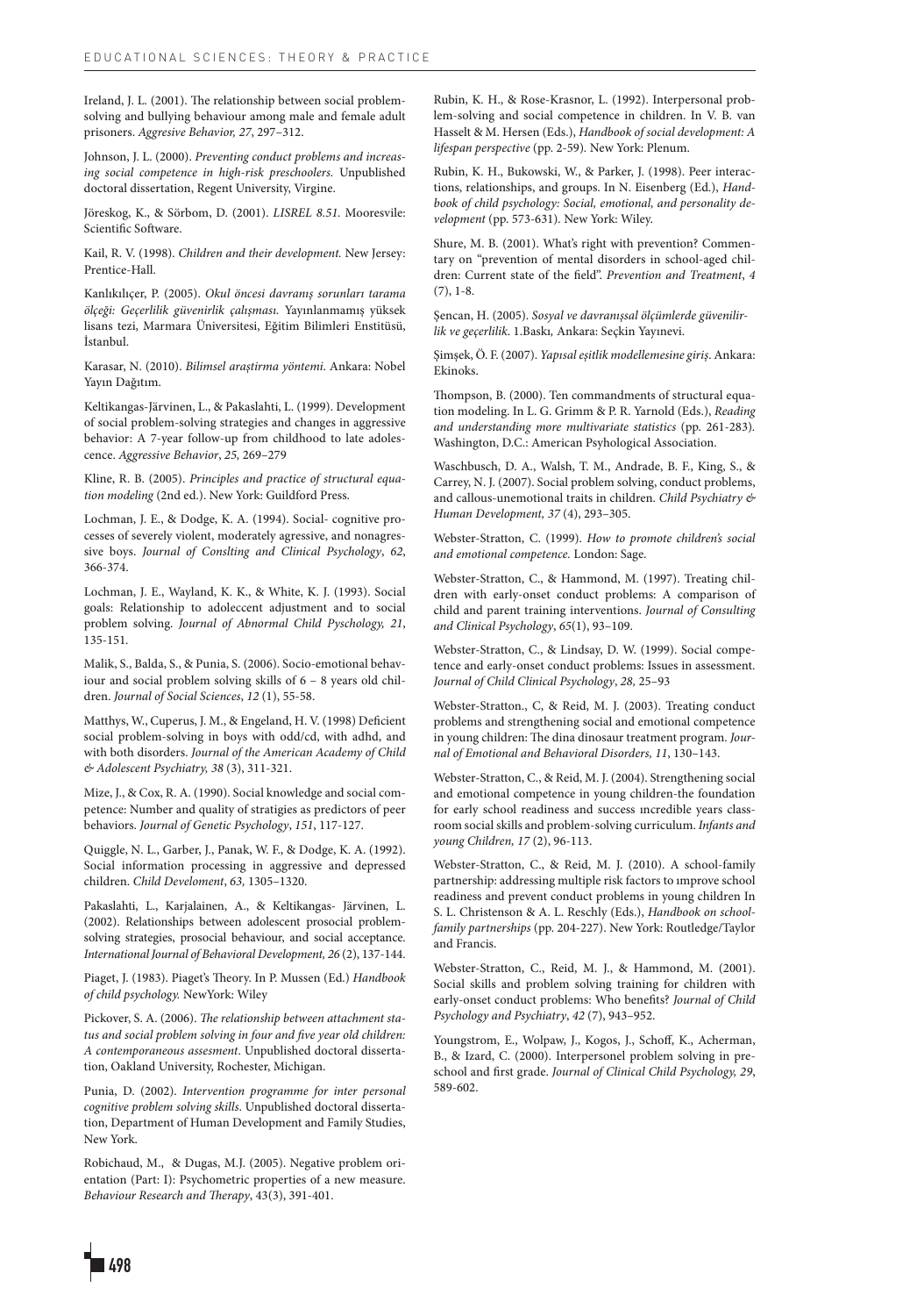Ireland, J. L. (2001). The relationship between social problem-solving and bullying behaviour among male and female adult prisoners. *Aggresive Behavior, 27*, 297–312.

Johnson, J. L. (2000). *Preventing conduct problems and increasing social competence in high-risk preschoolers.* Unpublished doctoral dissertation, Regent University, Virgine.

Jöreskog, K., & Sörbom, D. (2001). *LISREL 8.51.* Mooresvile: Scientific Software.

Kail, R. V. (1998). *Children and their development.* New Jersey: Prentice-Hall.

Kanlıkılıçer, P. (2005). *Okul öncesi davranış sorunları tarama ölçeği: Geçerlilik güvenirlik çalışması.* Yayınlanmamış yüksek lisans tezi, Marmara Üniversitesi, Eğitim Bilimleri Enstitüsü, İstanbul.

Karasar, N. (2010). *Bilimsel araştirma yöntemi*. Ankara: Nobel Yayın Dağıtım.

Keltikangas-Järvinen, L., & Pakaslahti, L. (1999). Development of social problem-solving strategies and changes in aggressive behavior: A 7-year follow-up from childhood to late adolescence. *Aggressive Behavior*, *25,* 269–279

Kline, R. B. (2005). *Principles and practice of structural equation modeling* (2nd ed.). New York: Guildford Press.

Lochman, J. E., & Dodge, K. A. (1994). Social- cognitive processes of severely violent, moderately agressive, and nonagressive boys. *Journal of Conslting and Clinical Psychology*, *62*, 366-374.

Lochman, J. E., Wayland, K. K., & White, K. J. (1993). Social goals: Relationship to adoleccent adjustment and to social problem solving. *Journal of Abnormal Child Pyschology, 21*, 135-151.

Malik, S., Balda, S., & Punia, S. (2006). Socio-emotional behaviour and social problem solving skills of 6 – 8 years old children. *Journal of Social Sciences*, *12* (1), 55-58.

Matthys, W., Cuperus, J. M., & Engeland, H. V. (1998) Deficient social problem-solving in boys with odd/cd, with adhd, and with both disorders. *Journal of the American Academy of Child & Adolescent Psychiatry, 38* (3), 311-321.

Mize, J., & Cox, R. A. (1990). Social knowledge and social competence: Number and quality of stratigies as predictors of peer behaviors. *Journal of Genetic Psychology*, *151*, 117-127.

Quiggle, N. L., Garber, J., Panak, W. F., & Dodge, K. A. (1992). Social information processing in aggressive and depressed children. *Child Develoment*, *63,* 1305–1320.

Pakaslahti, L., Karjalainen, A., & Keltikangas- Järvinen, L. (2002). Relationships between adolescent prosocial problem-solving strategies, prosocial behaviour, and social acceptance. *International Journal of Behavioral Development, 26* (2), 137-144.

Piaget, J. (1983). Piaget's Theory. In P. Mussen (Ed.) *Handbook of child psychology.* NewYork: Wiley

Pickover, S. A. (2006). *The relationship between attachment status and social problem solving in four and five year old children: A contemporaneous assesment*. Unpublished doctoral dissertation, Oakland University, Rochester, Michigan.

Punia, D. (2002). *Intervention programme for inter personal cognitive problem solving skills*. Unpublished doctoral dissertation, Department of Human Development and Family Studies, New York.

Robichaud, M., & Dugas, M.J. (2005). Negative problem orientation (Part: I): Psychometric properties of a new measure. *Behaviour Research and Therapy*, 43(3), 391-401.

Rubin, K. H., & Rose-Krasnor, L. (1992). Interpersonal problem-solving and social competence in children. In V. B. van Hasselt & M. Hersen (Eds.), *Handbook of social development: A lifespan perspective* (pp. 2-59). New York: Plenum.

Rubin, K. H., Bukowski, W., & Parker, J. (1998). Peer interactions, relationships, and groups. In N. Eisenberg (Ed.), *Handbook of child psychology: Social, emotional, and personality development* (pp. 573-631). New York: Wiley.

Shure, M. B. (2001). What's right with prevention? Commentary on "prevention of mental disorders in school-aged children: Current state of the field". *Prevention and Treatment*, *4* (7), 1-8.

Şencan, H. (2005). *Sosyal ve davranışsal ölçümlerde güvenilirlik ve geçerlilik.* 1.Baskı, Ankara: Seçkin Yayınevi.

Şimşek, Ö. F. (2007). *Yapısal eşitlik modellemesine giriş*. Ankara: Ekinoks.

Thompson, B. (2000). Ten commandments of structural equation modeling. In L. G. Grimm & P. R. Yarnold (Eds.), *Reading and understanding more multivariate statistics* (pp. 261-283). Washington, D.C.: American Psyhological Association.

Waschbusch, D. A., Walsh, T. M., Andrade, B. F., King, S., & Carrey, N. J. (2007). Social problem solving, conduct problems, and callous-unemotional traits in children. *Child Psychiatry & Human Development, 37* (4), 293–305.

Webster-Stratton, C. (1999). *How to promote children's social and emotional competence.* London: Sage.

Webster-Stratton, C., & Hammond, M. (1997). Treating children with early-onset conduct problems: A comparison of child and parent training interventions. *Journal of Consulting and Clinical Psychology*, *65*(1), 93–109.

Webster-Stratton, C., & Lindsay, D. W. (1999). Social competence and early-onset conduct problems: Issues in assessment. *Journal of Child Clinical Psychology*, *28,* 25–93

Webster-Stratton., C, & Reid, M. J. (2003). Treating conduct problems and strengthening social and emotional competence in young children: The dina dinosaur treatment program. *Journal of Emotional and Behavioral Disorders, 11*, 130–143.

Webster-Stratton, C., & Reid, M. J. (2004). Strengthening social and emotional competence in young children-the foundation for early school readiness and success ıncredible years classroom social skills and problem-solving curriculum. *Infants and young Children, 17* (2), 96-113.

Webster-Stratton, C., & Reid, M. J. (2010). A school-family partnership: addressing multiple risk factors to ımprove school readiness and prevent conduct problems in young children In S. L. Christenson & A. L. Reschly (Eds.), *Handbook on school-family partnerships* (pp. 204-227). New York: Routledge/Taylor and Francis.

Webster-Stratton, C., Reid, M. J., & Hammond, M. (2001). Social skills and problem solving training for children with early-onset conduct problems: Who benefits? *Journal of Child Psychology and Psychiatry*, *42* (7), 943–952.

Youngstrom, E., Wolpaw, J., Kogos, J., Schoff, K., Acherman, B., & Izard, C. (2000). Interpersonel problem solving in preschool and first grade. *Journal of Clinical Child Psychology, 29*, 589-602.